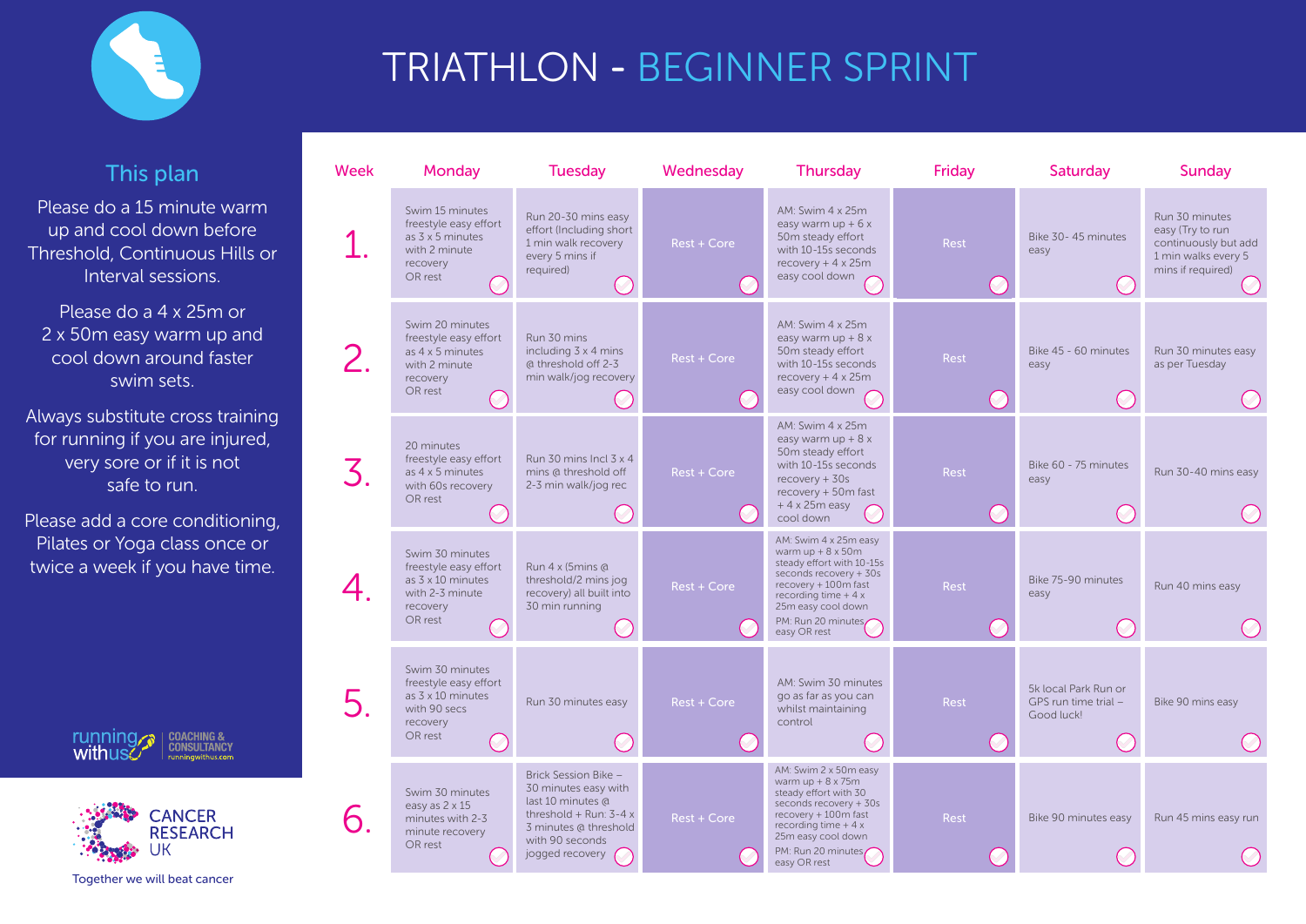# TRIATHLON - BEGINNER SPRINT

## This plan

Please do a 15 minute warm up and cool down before Threshold, Continuous Hills or Interval sessions.

Please do a 4 x 25m or 2 x 50m easy warm up and cool down around faster swim sets.

Always substitute cross training for running if you are injured, very sore or if it is not safe to run.

Please add a core conditioning, Pilates or Yoga class once or twice a week if you have time.

| Week | Monday | Tuesday | Wednesday | Thursday | Friday | Saturday | Sunday |
|---|---|---|---|---|---|---|---|
| 1. | Swim 15 minutes freestyle easy effort as 3 x 5 minutes with 2 minute recovery OR rest | Run 20-30 mins easy effort (Including short 1 min walk recovery every 5 mins if required) | Rest + Core | AM: Swim 4 x 25m easy warm up + 6 x 50m steady effort with 10-15s seconds recovery + 4 x 25m easy cool down | Rest | Bike 30- 45 minutes easy | Run 30 minutes easy (Try to run continuously but add 1 min walks every 5 mins if required) |
| 2. | Swim 20 minutes freestyle easy effort as 4 x 5 minutes with 2 minute recovery OR rest | Run 30 mins including 3 x 4 mins @ threshold off 2-3 min walk/jog recovery | Rest + Core | AM: Swim 4 x 25m easy warm up + 8 x 50m steady effort with 10-15s seconds recovery + 4 x 25m easy cool down | Rest | Bike 45 - 60 minutes easy | Run 30 minutes easy as per Tuesday |
| 3. | 20 minutes freestyle easy effort as 4 x 5 minutes with 60s recovery OR rest | Run 30 mins Incl 3 x 4 mins @ threshold off 2-3 min walk/jog rec | Rest + Core | AM: Swim 4 x 25m easy warm up + 8 x 50m steady effort with 10-15s seconds recovery + 30s recovery + 50m fast + 4 x 25m easy cool down | Rest | Bike 60 - 75 minutes easy | Run 30-40 mins easy |
| 4. | Swim 30 minutes freestyle easy effort as 3 x 10 minutes with 2-3 minute recovery OR rest | Run 4 x (5mins @ threshold/2 mins jog recovery) all built into 30 min running | Rest + Core | AM: Swim 4 x 25m easy warm up + 8 x 50m steady effort with 10-15s seconds recovery + 30s recovery + 100m fast recording time + 4 x 25m easy cool down<br>PM: Run 20 minutes easy OR rest | Rest | Bike 75-90 minutes easy | Run 40 mins easy |
| 5. | Swim 30 minutes freestyle easy effort as 3 x 10 minutes with 90 secs recovery OR rest | Run 30 minutes easy | Rest + Core | AM: Swim 30 minutes go as far as you can whilst maintaining control | Rest | 5k local Park Run or GPS run time trial – Good luck! | Bike 90 mins easy |
| 6. | Swim 30 minutes easy as 2 x 15 minutes with 2-3 minute recovery OR rest | Brick Session Bike – 30 minutes easy with last 10 minutes @ threshold + Run: 3-4 x 3 minutes @ threshold with 90 seconds jogged recovery | Rest + Core | AM: Swim 2 x 50m easy warm up + 8 x 75m steady effort with 30 seconds recovery + 30s recovery + 100m fast recording time + 4 x 25m easy cool down<br>PM: Run 20 minutes easy OR rest | Rest | Bike 90 minutes easy | Run 45 mins easy run |

running with us — COACHING & CONSULTANCY — runningwithus.com

CANCER RESEARCH UK

Together we will beat cancer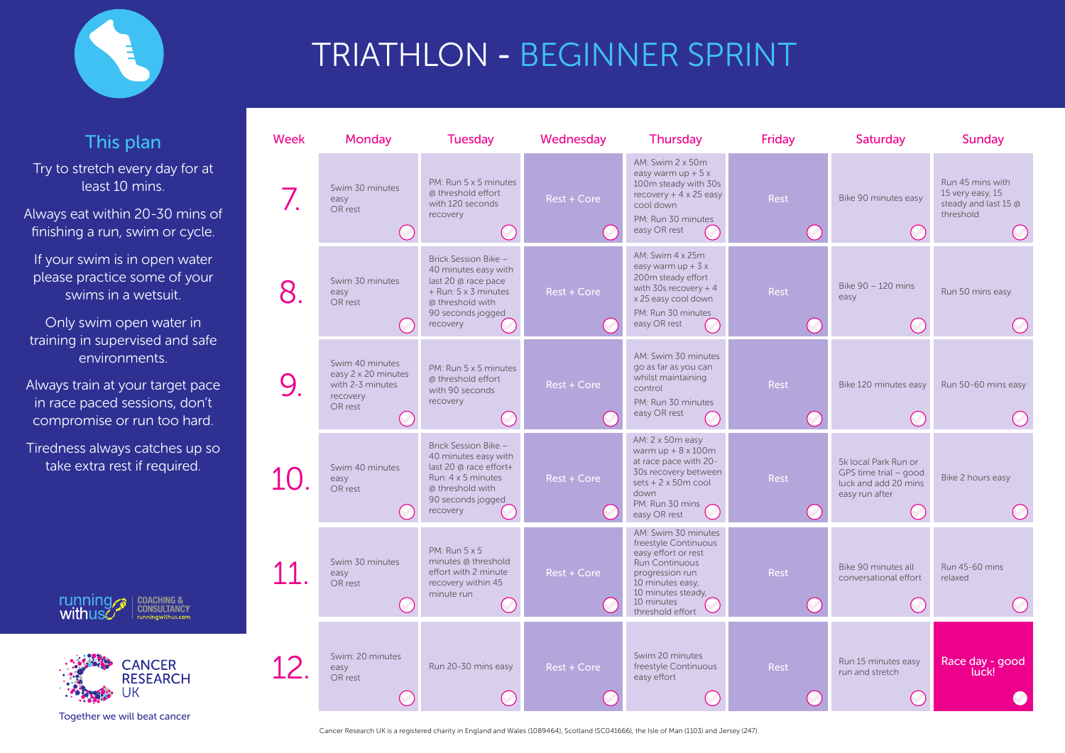# TRIATHLON - BEGINNER SPRINT

## This plan

Try to stretch every day for at least 10 mins.

Always eat within 20-30 mins of finishing a run, swim or cycle.

If your swim is in open water please practice some of your swims in a wetsuit.

Only swim open water in training in supervised and safe environments.

Always train at your target pace in race paced sessions, don't compromise or run too hard.

Tiredness always catches up so take extra rest if required.

| Week | Monday | Tuesday | Wednesday | Thursday | Friday | Saturday | Sunday |
|---|---|---|---|---|---|---|---|
| 7. | Swim 30 minutes easy OR rest | PM: Run 5 x 5 minutes @ threshold effort with 120 seconds recovery | Rest + Core | AM: Swim 2 x 50m easy warm up + 5 x 100m steady with 30s recovery + 4 x 25 easy cool down PM: Run 30 minutes easy OR rest | Rest | Bike 90 minutes easy | Run 45 mins with 15 very easy, 15 steady and last 15 @ threshold |
| 8. | Swim 30 minutes easy OR rest | Brick Session Bike – 40 minutes easy with last 20 @ race pace + Run: 5 x 3 minutes @ threshold with 90 seconds jogged recovery | Rest + Core | AM: Swim 4 x 25m easy warm up + 3 x 200m steady effort with 30s recovery + 4 x 25 easy cool down PM: Run 30 minutes easy OR rest | Rest | Bike 90 – 120 mins easy | Run 50 mins easy |
| 9. | Swim 40 minutes easy 2 x 20 minutes with 2-3 minutes recovery OR rest | PM: Run 5 x 5 minutes @ threshold effort with 90 seconds recovery | Rest + Core | AM: Swim 30 minutes go as far as you can whilst maintaining control PM: Run 30 minutes easy OR rest | Rest | Bike 120 minutes easy | Run 50-60 mins easy |
| 10. | Swim 40 minutes easy OR rest | Brick Session Bike – 40 minutes easy with last 20 @ race effort+ Run: 4 x 5 minutes @ threshold with 90 seconds jogged recovery | Rest + Core | AM: 2 x 50m easy warm up + 8 x 100m at race pace with 20-30s recovery between sets + 2 x 50m cool down PM: Run 30 mins easy OR rest | Rest | 5k local Park Run or GPS time trial – good luck and add 20 mins easy run after | Bike 2 hours easy |
| 11. | Swim 30 minutes easy OR rest | PM: Run 5 x 5 minutes @ threshold effort with 2 minute recovery within 45 minute run | Rest + Core | AM: Swim 30 minutes freestyle Continuous easy effort or rest Run Continuous progression run 10 minutes easy, 10 minutes steady, 10 minutes threshold effort | Rest | Bike 90 minutes all conversational effort | Run 45-60 mins relaxed |
| 12. | Swim: 20 minutes easy OR rest | Run 20-30 mins easy | Rest + Core | Swim 20 minutes freestyle Continuous easy effort | Rest | Run 15 minutes easy run and stretch | Race day - good luck! |

running with us COACHING & CONSULTANCY runningwithus.com

CANCER RESEARCH UK

Together we will beat cancer

Cancer Research UK is a registered charity in England and Wales (1089464), Scotland (SC041666), the Isle of Man (1103) and Jersey (247).